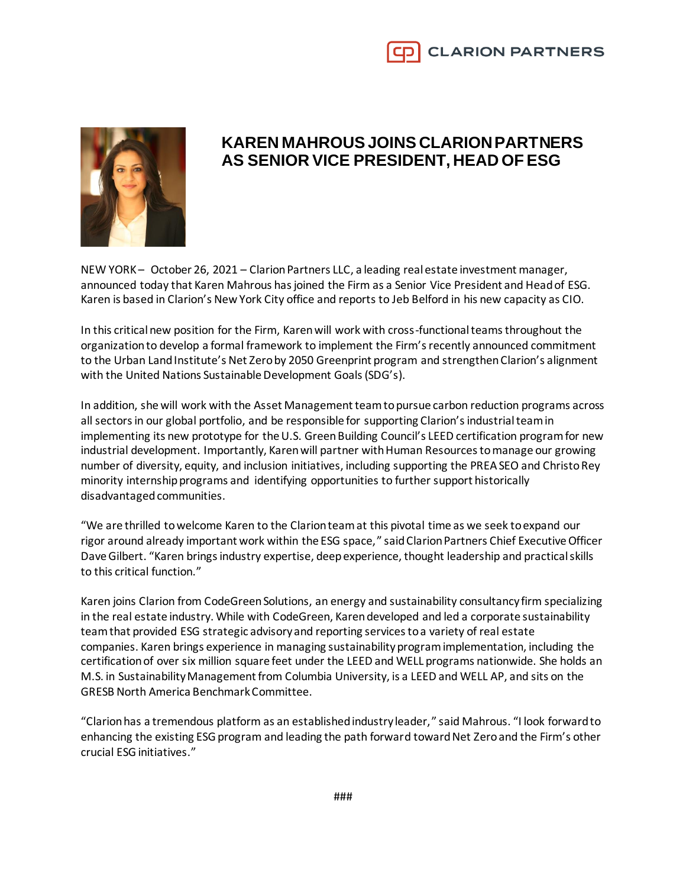# KAREN MAHROUS JOINS CLARION PARTNERS AS SENIOR VICE PRESIDENT, HEAD OF ESG

NEW YORK – October 26, 2021 – Clarion Partners LLC, a leading real estate investment manager, announced today that Karen Mahrous has joined the Firm as a Senior Vice President and Head of ESG. Karen is based in Clarion's New York City office and reports to Jeb Belford in his new capacity as CIO.

In this critical new position for the Firm, Karen will work with cross-functional teams throughout the organization to develop a formal framework to implement the Firm's recently announced commitment to the Urban Land Institute's Net Zero by 2050 Greenprint program and strengthen Clarion's alignment with the United Nations Sustainable Development Goals (SDG's).

In addition, she will work with the Asset Management team to pursue carbon reduction programs across all sectors in our global portfolio, and be responsible for supporting Clarion's industrial team in implementing its new prototype for the U.S. Green Building Council's LEED certification program for new industrial development. Importantly, Karen will partner with Human Resources to manage our growing number of diversity, equity, and inclusion initiatives, including supporting the PREA SEO and Christo Rey minority internship programs and identifying opportunities to further support historically disadvantaged communities.

"We are thrilled to welcome Karen to the Clarion team at this pivotal time as we seek to expand our rigor around already important work within the ESG space," said Clarion Partners Chief Executive Officer Dave Gilbert. "Karen brings industry expertise, deep experience, thought leadership and practical skills to this critical function."

Karen joins Clarion from CodeGreen Solutions, an energy and sustainability consultancy firm specializing in the real estate industry. While with CodeGreen, Karen developed and led a corporate sustainability team that provided ESG strategic advisory and reporting services to a variety of real estate companies. Karen brings experience in managing sustainability program implementation, including the certification of over six million square feet under the LEED and WELL programs nationwide. She holds an M.S. in Sustainability Management from Columbia University, is a LEED and WELL AP, and sits on the GRESB North America Benchmark Committee.

"Clarion has a tremendous platform as an established industry leader," said Mahrous. "I look forward to enhancing the existing ESG program and leading the path forward toward Net Zero and the Firm's other crucial ESG initiatives."

###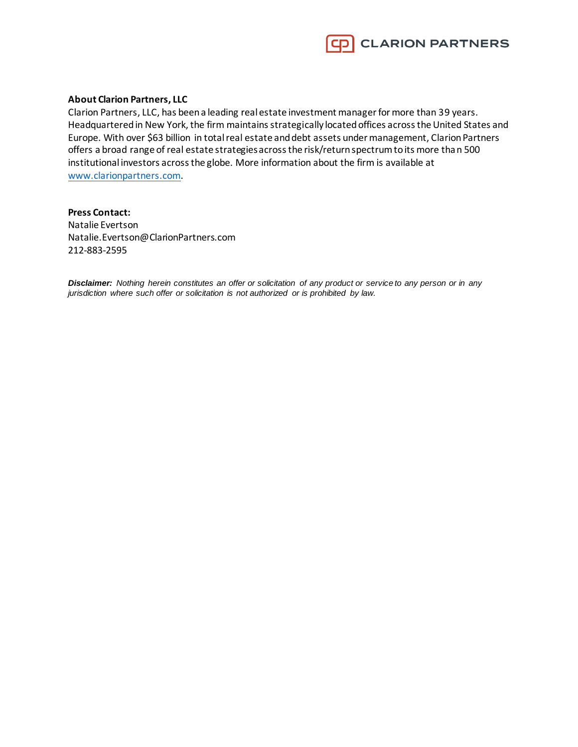**About Clarion Partners, LLC**

Clarion Partners, LLC, has been a leading real estate investment manager for more than 39 years. Headquartered in New York, the firm maintains strategically located offices across the United States and Europe. With over $63 billion in total real estate and debt assets under management, Clarion Partners offers a broad range of real estate strategies across the risk/return spectrum to its more than 500 institutional investors across the globe. More information about the firm is available at www.clarionpartners.com.

**Press Contact:**
Natalie Evertson
Natalie.Evertson@ClarionPartners.com
212-883-2595

***Disclaimer:*** *Nothing herein constitutes an offer or solicitation of any product or service to any person or in any jurisdiction where such offer or solicitation is not authorized or is prohibited by law.*